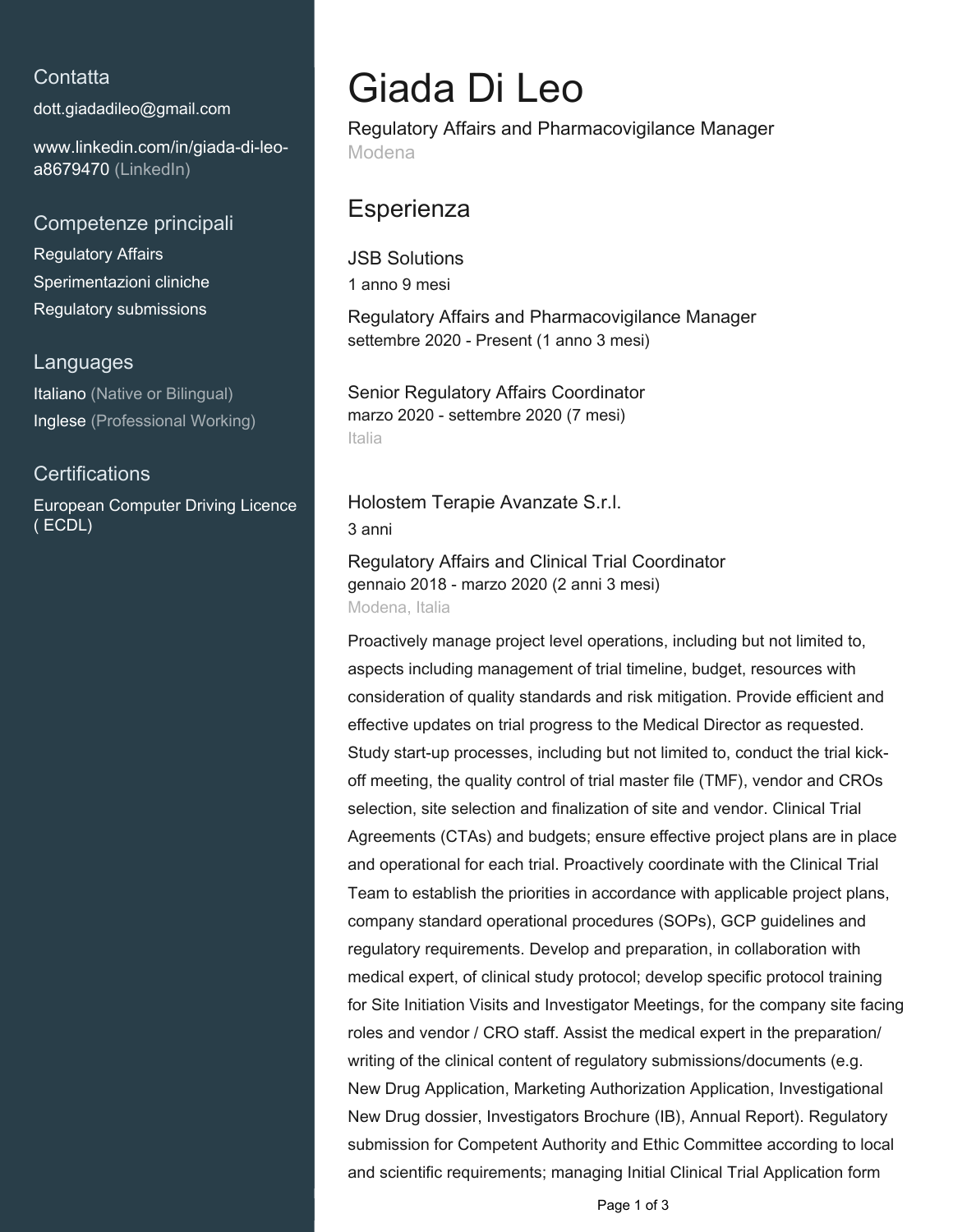## Contatta

dott.giadadileo@gmail.com

www.linkedin.com/in/giada-di-leo-a8679470 (LinkedIn)

## Competenze principali

Regulatory Affairs

Sperimentazioni cliniche

Regulatory submissions

## Languages

Italiano (Native or Bilingual)

Inglese (Professional Working)

## Certifications

European Computer Driving Licence ( ECDL)

# Giada Di Leo

Regulatory Affairs and Pharmacovigilance Manager

Modena

## Esperienza

### JSB Solutions

1 anno 9 mesi

**Regulatory Affairs and Pharmacovigilance Manager**

settembre 2020 - Present (1 anno 3 mesi)

**Senior Regulatory Affairs Coordinator**

marzo 2020 - settembre 2020 (7 mesi)

Italia

### Holostem Terapie Avanzate S.r.l.

3 anni

**Regulatory Affairs and Clinical Trial Coordinator**

gennaio 2018 - marzo 2020 (2 anni 3 mesi)

Modena, Italia

Proactively manage project level operations, including but not limited to, aspects including management of trial timeline, budget, resources with consideration of quality standards and risk mitigation. Provide efficient and effective updates on trial progress to the Medical Director as requested. Study start-up processes, including but not limited to, conduct the trial kick-off meeting, the quality control of trial master file (TMF), vendor and CROs selection, site selection and finalization of site and vendor. Clinical Trial Agreements (CTAs) and budgets; ensure effective project plans are in place and operational for each trial. Proactively coordinate with the Clinical Trial Team to establish the priorities in accordance with applicable project plans, company standard operational procedures (SOPs), GCP guidelines and regulatory requirements. Develop and preparation, in collaboration with medical expert, of clinical study protocol; develop specific protocol training for Site Initiation Visits and Investigator Meetings, for the company site facing roles and vendor / CRO staff. Assist the medical expert in the preparation/ writing of the clinical content of regulatory submissions/documents (e.g. New Drug Application, Marketing Authorization Application, Investigational New Drug dossier, Investigators Brochure (IB), Annual Report). Regulatory submission for Competent Authority and Ethic Committee according to local and scientific requirements; managing Initial Clinical Trial Application form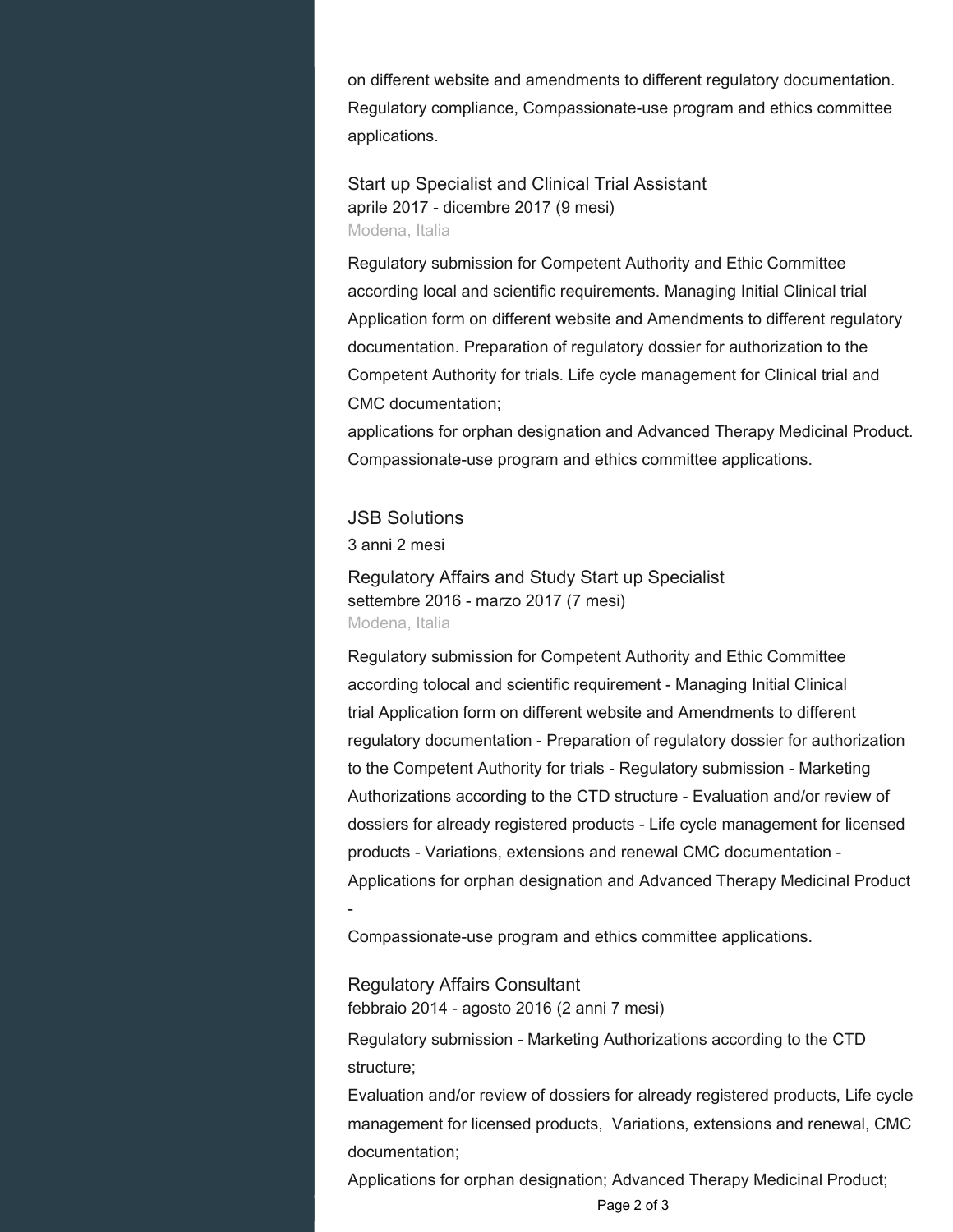on different website and amendments to different regulatory documentation. Regulatory compliance, Compassionate-use program and ethics committee applications.

### Start up Specialist and Clinical Trial Assistant

aprile 2017 - dicembre 2017 (9 mesi)

Modena, Italia

Regulatory submission for Competent Authority and Ethic Committee according local and scientific requirements. Managing Initial Clinical trial Application form on different website and Amendments to different regulatory documentation. Preparation of regulatory dossier for authorization to the Competent Authority for trials. Life cycle management for Clinical trial and CMC documentation;

applications for orphan designation and Advanced Therapy Medicinal Product. Compassionate-use program and ethics committee applications.

## JSB Solutions

3 anni 2 mesi

### Regulatory Affairs and Study Start up Specialist

settembre 2016 - marzo 2017 (7 mesi)

Modena, Italia

Regulatory submission for Competent Authority and Ethic Committee according tolocal and scientific requirement - Managing Initial Clinical trial Application form on different website and Amendments to different regulatory documentation - Preparation of regulatory dossier for authorization to the Competent Authority for trials - Regulatory submission - Marketing Authorizations according to the CTD structure - Evaluation and/or review of dossiers for already registered products - Life cycle management for licensed products - Variations, extensions and renewal CMC documentation - Applications for orphan designation and Advanced Therapy Medicinal Product -

Compassionate-use program and ethics committee applications.

### Regulatory Affairs Consultant

febbraio 2014 - agosto 2016 (2 anni 7 mesi)

Regulatory submission - Marketing Authorizations according to the CTD structure;

Evaluation and/or review of dossiers for already registered products, Life cycle management for licensed products, Variations, extensions and renewal, CMC documentation;

Applications for orphan designation; Advanced Therapy Medicinal Product;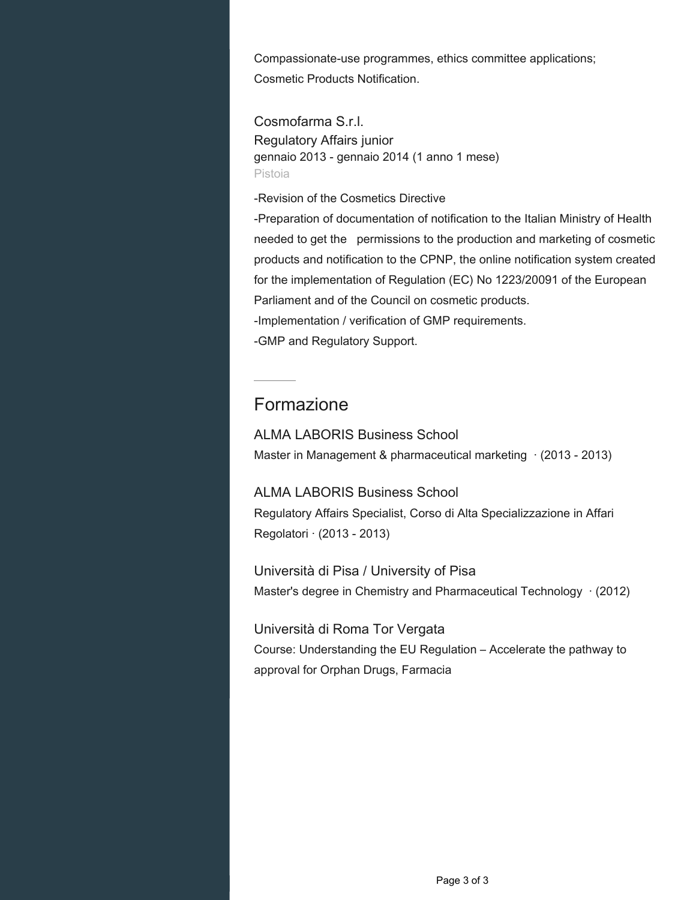Compassionate-use programmes, ethics committee applications;
Cosmetic Products Notification.

### Cosmofarma S.r.l.

Regulatory Affairs junior
gennaio 2013 - gennaio 2014 (1 anno 1 mese)
Pistoia

-Revision of the Cosmetics Directive
-Preparation of documentation of notification to the Italian Ministry of Health needed to get the permissions to the production and marketing of cosmetic products and notification to the CPNP, the online notification system created for the implementation of Regulation (EC) No 1223/20091 of the European Parliament and of the Council on cosmetic products.
-Implementation / verification of GMP requirements.
-GMP and Regulatory Support.

## Formazione

### ALMA LABORIS Business School

Master in Management & pharmaceutical marketing · (2013 - 2013)

### ALMA LABORIS Business School

Regulatory Affairs Specialist, Corso di Alta Specializzazione in Affari Regolatori · (2013 - 2013)

### Università di Pisa / University of Pisa

Master's degree in Chemistry and Pharmaceutical Technology · (2012)

### Università di Roma Tor Vergata

Course: Understanding the EU Regulation – Accelerate the pathway to approval for Orphan Drugs, Farmacia